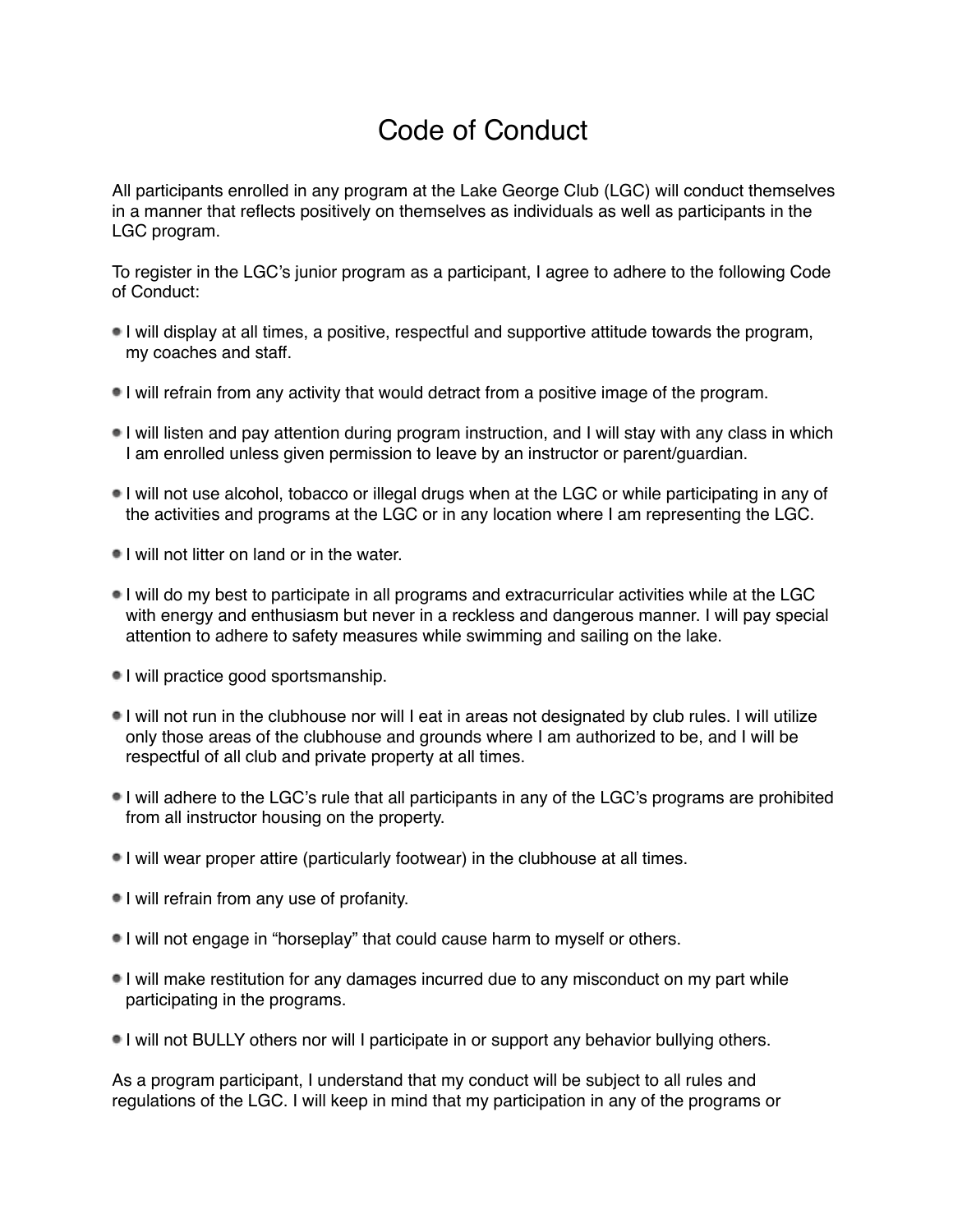# Code of Conduct

All participants enrolled in any program at the Lake George Club (LGC) will conduct themselves in a manner that reflects positively on themselves as individuals as well as participants in the LGC program.

To register in the LGC's junior program as a participant, I agree to adhere to the following Code of Conduct:

- I will display at all times, a positive, respectful and supportive attitude towards the program, my coaches and staff.
- I will refrain from any activity that would detract from a positive image of the program.
- I will listen and pay attention during program instruction, and I will stay with any class in which I am enrolled unless given permission to leave by an instructor or parent/guardian.
- I will not use alcohol, tobacco or illegal drugs when at the LGC or while participating in any of the activities and programs at the LGC or in any location where I am representing the LGC.
- I will not litter on land or in the water.
- I will do my best to participate in all programs and extracurricular activities while at the LGC with energy and enthusiasm but never in a reckless and dangerous manner. I will pay special attention to adhere to safety measures while swimming and sailing on the lake.
- I will practice good sportsmanship.
- I will not run in the clubhouse nor will I eat in areas not designated by club rules. I will utilize only those areas of the clubhouse and grounds where I am authorized to be, and I will be respectful of all club and private property at all times.
- I will adhere to the LGC's rule that all participants in any of the LGC's programs are prohibited from all instructor housing on the property.
- I will wear proper attire (particularly footwear) in the clubhouse at all times.
- I will refrain from any use of profanity.
- I will not engage in "horseplay" that could cause harm to myself or others.
- I will make restitution for any damages incurred due to any misconduct on my part while participating in the programs.
- I will not BULLY others nor will I participate in or support any behavior bullying others.

As a program participant, I understand that my conduct will be subject to all rules and regulations of the LGC. I will keep in mind that my participation in any of the programs or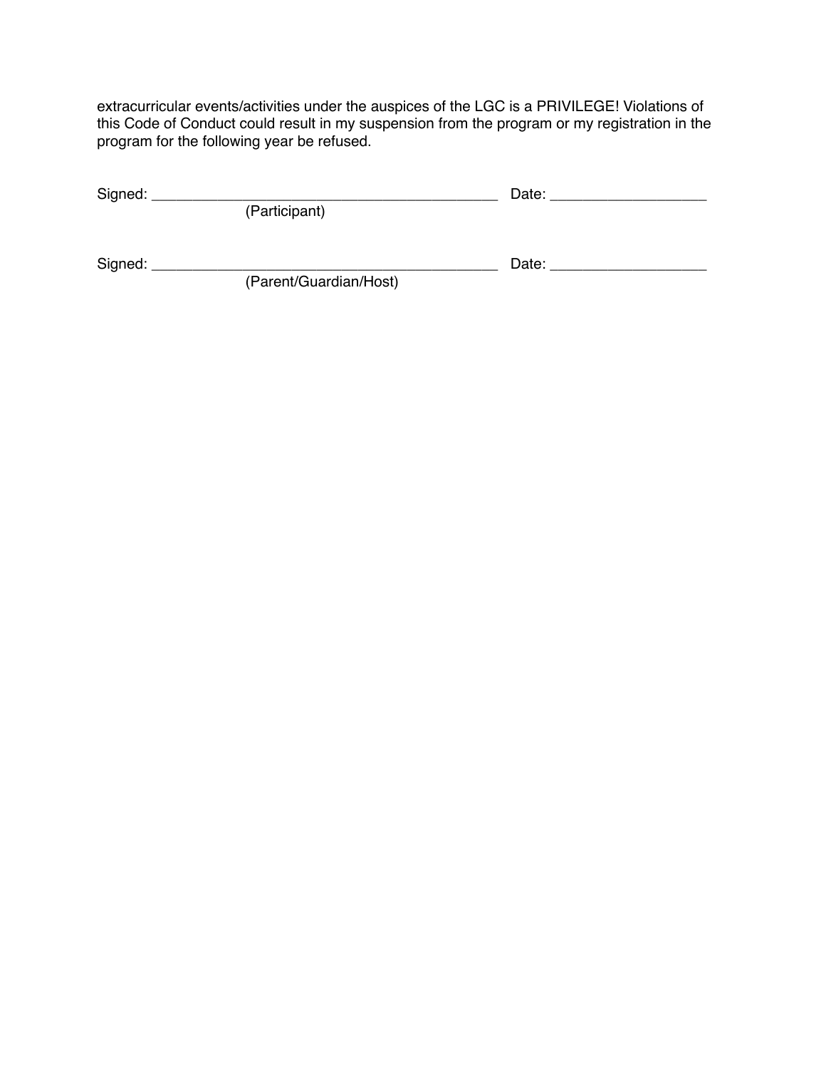extracurricular events/activities under the auspices of the LGC is a PRIVILEGE! Violations of this Code of Conduct could result in my suspension from the program or my registration in the program for the following year be refused.

Signed: _____________________________________________ Date: ___________________
(Participant)

Signed: _____________________________________________ Date: ___________________
(Parent/Guardian/Host)